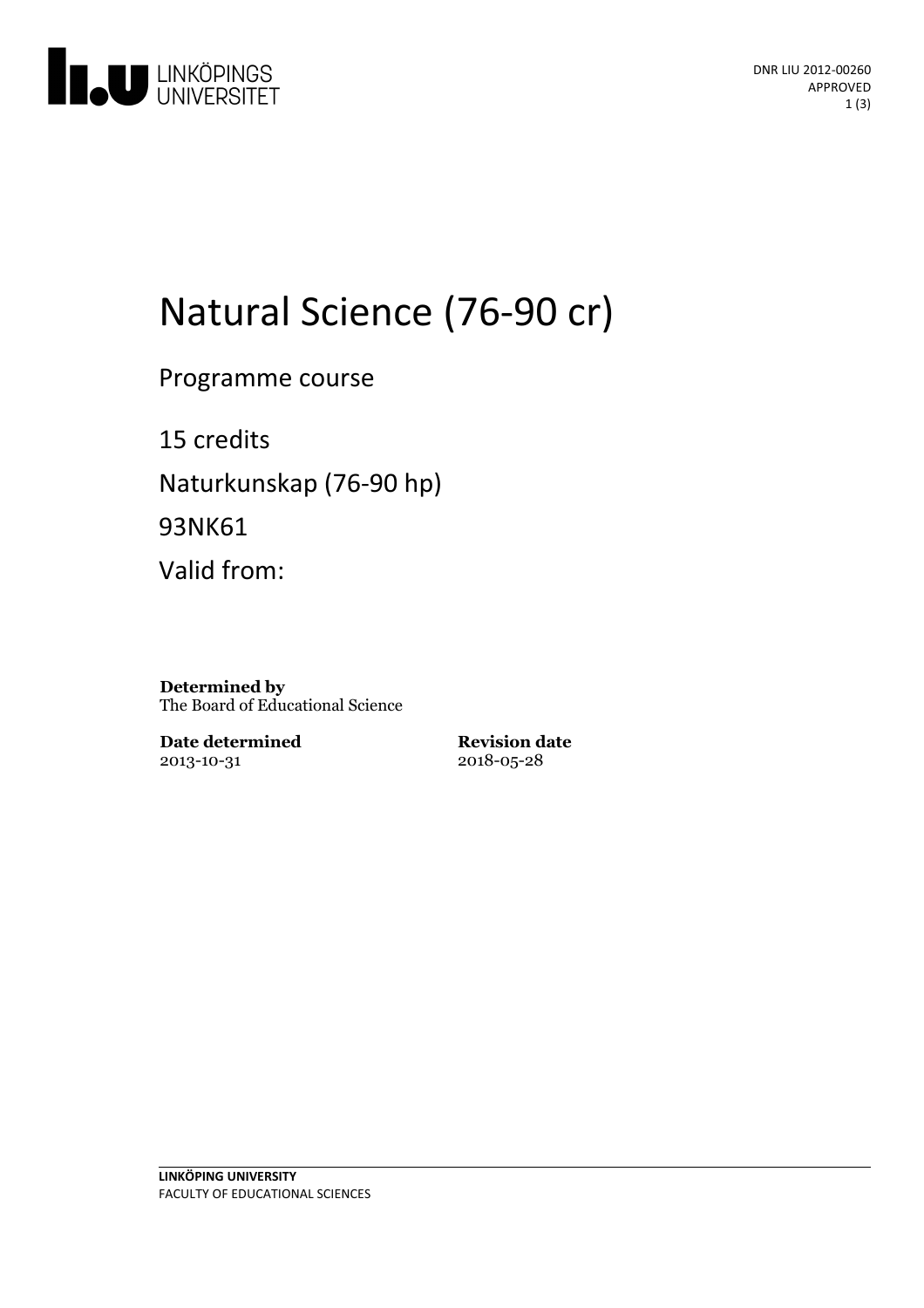DNR LIU 2012-00260
APPROVED

# Natural Science (76-90 cr)

Programme course

15 credits

Naturkunskap (76-90 hp)

93NK61

Valid from:

**Determined by**
The Board of Educational Science

**Date determined**
2013-10-31

**Revision date**
2018-05-28

**LINKÖPING UNIVERSITY**
FACULTY OF EDUCATIONAL SCIENCES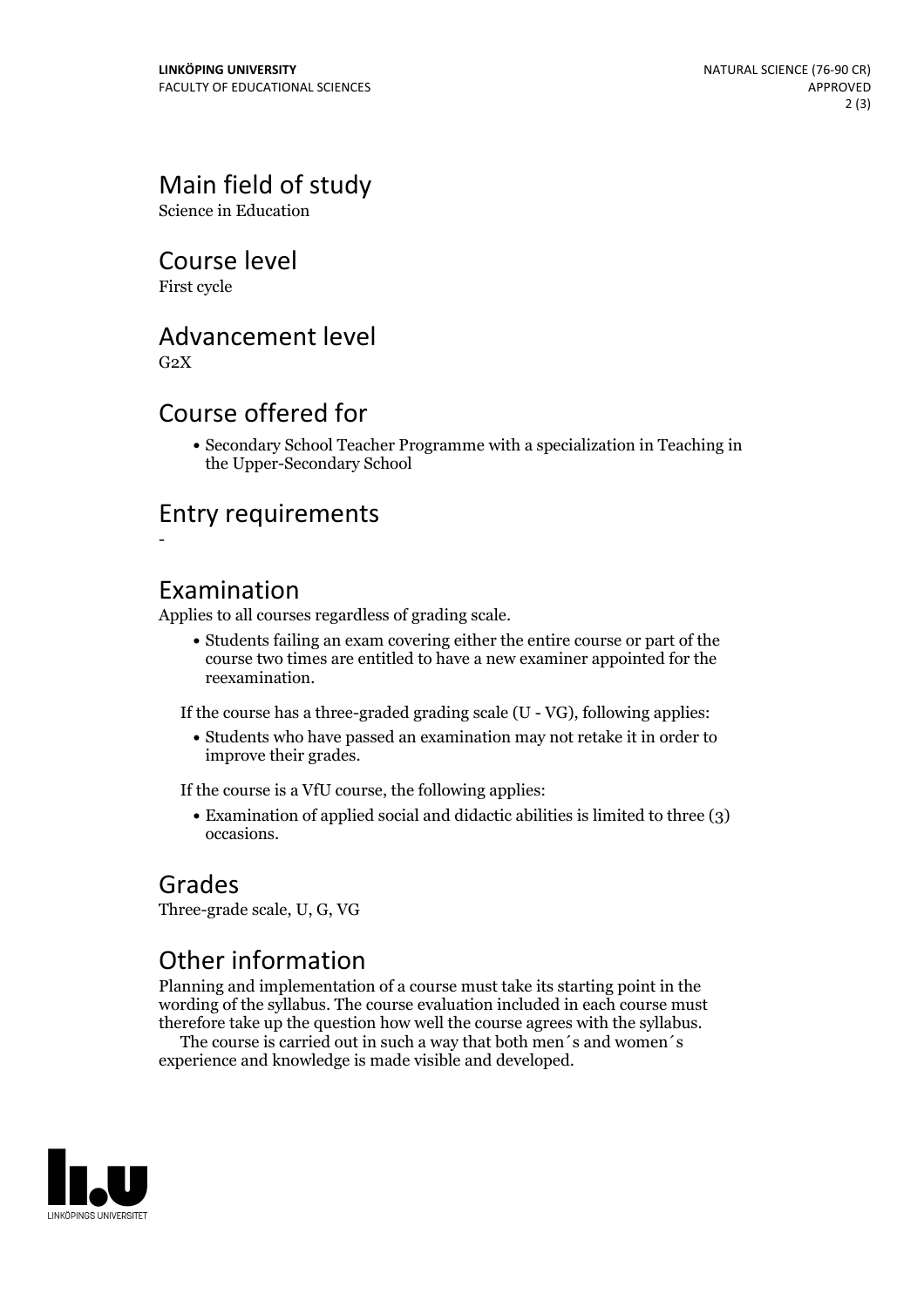## Main field of study

Science in Education

## Course level

First cycle

## Advancement level

G2X

## Course offered for

- Secondary School Teacher Programme with a specialization in Teaching in the Upper-Secondary School

## Entry requirements

-

## Examination

Applies to all courses regardless of grading scale.

- Students failing an exam covering either the entire course or part of the course two times are entitled to have a new examiner appointed for the reexamination.

If the course has a three-graded grading scale (U - VG), following applies:

- Students who have passed an examination may not retake it in order to improve their grades.

If the course is a VfU course, the following applies:

- Examination of applied social and didactic abilities is limited to three (3) occasions.

## Grades

Three-grade scale, U, G, VG

## Other information

Planning and implementation of a course must take its starting point in the wording of the syllabus. The course evaluation included in each course must therefore take up the question how well the course agrees with the syllabus.

The course is carried out in such a way that both men´s and women´s experience and knowledge is made visible and developed.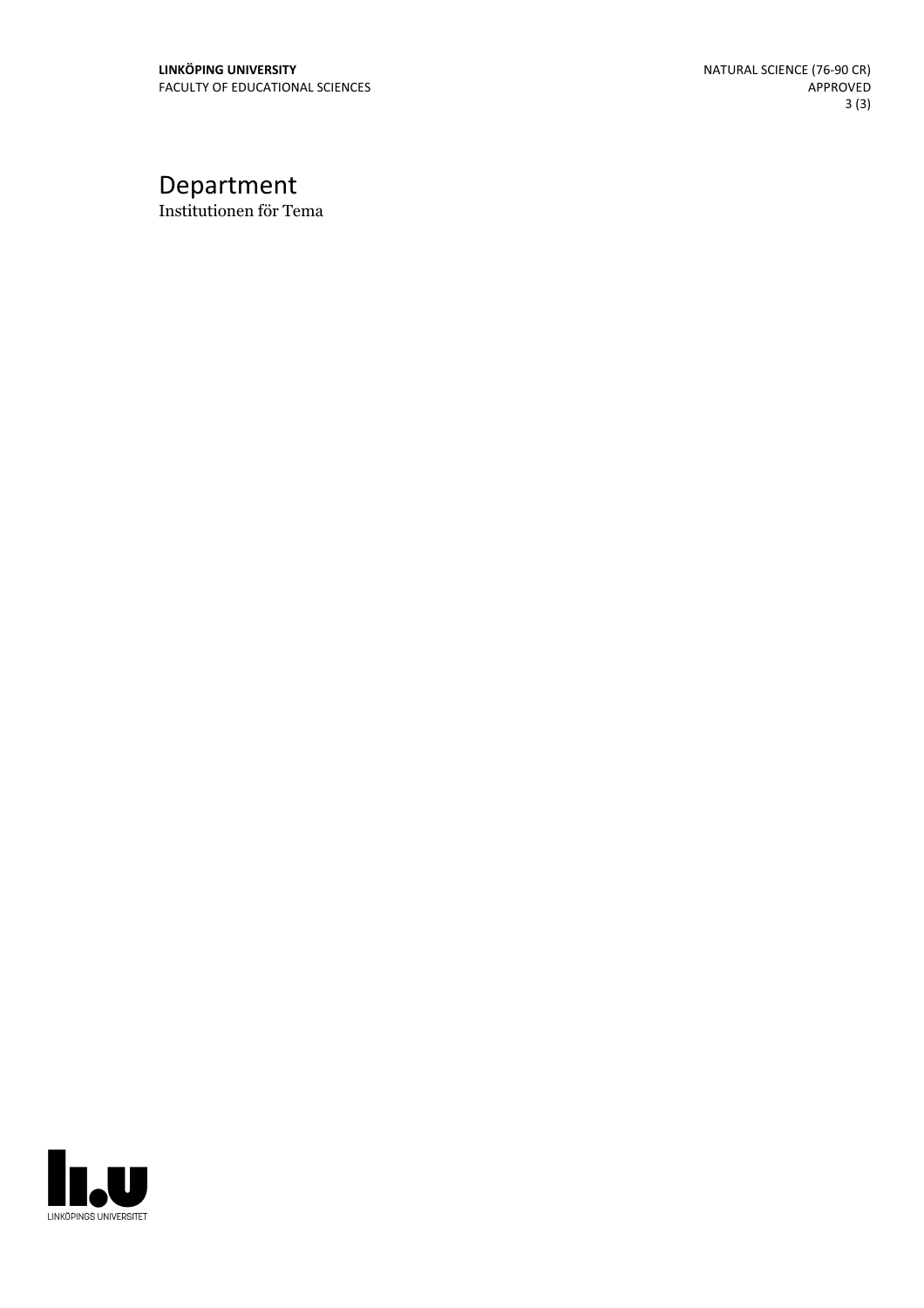## Department

Institutionen för Tema